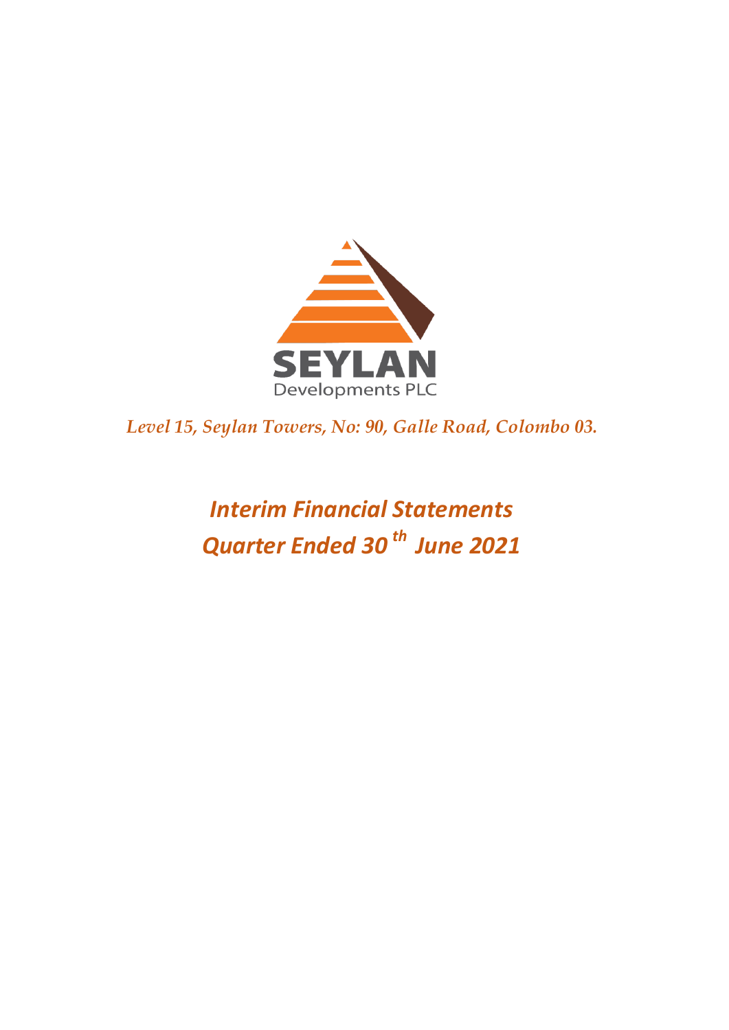SEYLAN

Developments PLC

*Level 15, Seylan Towers, No: 90, Galle Road, Colombo 03.*

# *Interim Financial Statements*
# *Quarter Ended 30th June 2021*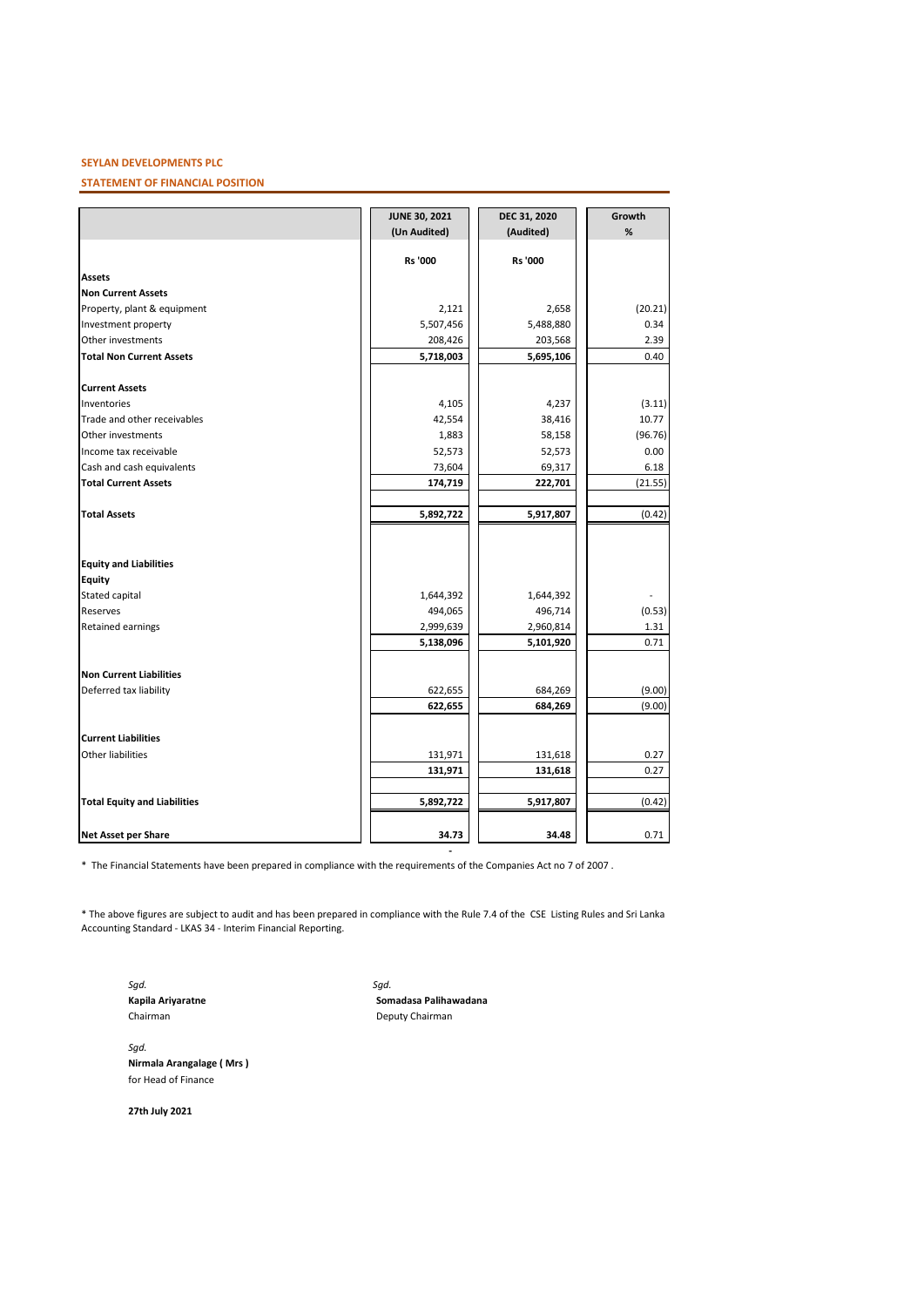**SEYLAN DEVELOPMENTS PLC**

**STATEMENT OF FINANCIAL POSITION**

| | JUNE 30, 2021 (Un Audited) | DEC 31, 2020 (Audited) | Growth % |
|---|---|---|---|
| | **Rs '000** | **Rs '000** | |
| **Assets** | | | |
| **Non Current Assets** | | | |
| Property, plant & equipment | 2,121 | 2,658 | (20.21) |
| Investment property | 5,507,456 | 5,488,880 | 0.34 |
| Other investments | 208,426 | 203,568 | 2.39 |
| **Total Non Current Assets** | **5,718,003** | **5,695,106** | 0.40 |
| | | | |
| **Current Assets** | | | |
| Inventories | 4,105 | 4,237 | (3.11) |
| Trade and other receivables | 42,554 | 38,416 | 10.77 |
| Other investments | 1,883 | 58,158 | (96.76) |
| Income tax receivable | 52,573 | 52,573 | 0.00 |
| Cash and cash equivalents | 73,604 | 69,317 | 6.18 |
| **Total Current Assets** | **174,719** | **222,701** | (21.55) |
| | | | |
| **Total Assets** | **5,892,722** | **5,917,807** | (0.42) |
| | | | |
| **Equity and Liabilities** | | | |
| **Equity** | | | |
| Stated capital | 1,644,392 | 1,644,392 | - |
| Reserves | 494,065 | 496,714 | (0.53) |
| Retained earnings | 2,999,639 | 2,960,814 | 1.31 |
| | **5,138,096** | **5,101,920** | 0.71 |
| | | | |
| **Non Current Liabilities** | | | |
| Deferred tax liability | 622,655 | 684,269 | (9.00) |
| | **622,655** | **684,269** | (9.00) |
| | | | |
| **Current Liabilities** | | | |
| Other liabilities | 131,971 | 131,618 | 0.27 |
| | **131,971** | **131,618** | 0.27 |
| | | | |
| **Total Equity and Liabilities** | **5,892,722** | **5,917,807** | (0.42) |
| | | | |
| **Net Asset per Share** | **34.73** | **34.48** | 0.71 |

\* The Financial Statements have been prepared in compliance with the requirements of the Companies Act no 7 of 2007 .

\* The above figures are subject to audit and has been prepared in compliance with the Rule 7.4 of the CSE Listing Rules and Sri Lanka Accounting Standard - LKAS 34 - Interim Financial Reporting.

*Sgd.*
**Kapila Ariyaratne**
Chairman

*Sgd.*
**Somadasa Palihawadana**
Deputy Chairman

*Sgd.*
**Nirmala Arangalage ( Mrs )**
for Head of Finance

**27th July 2021**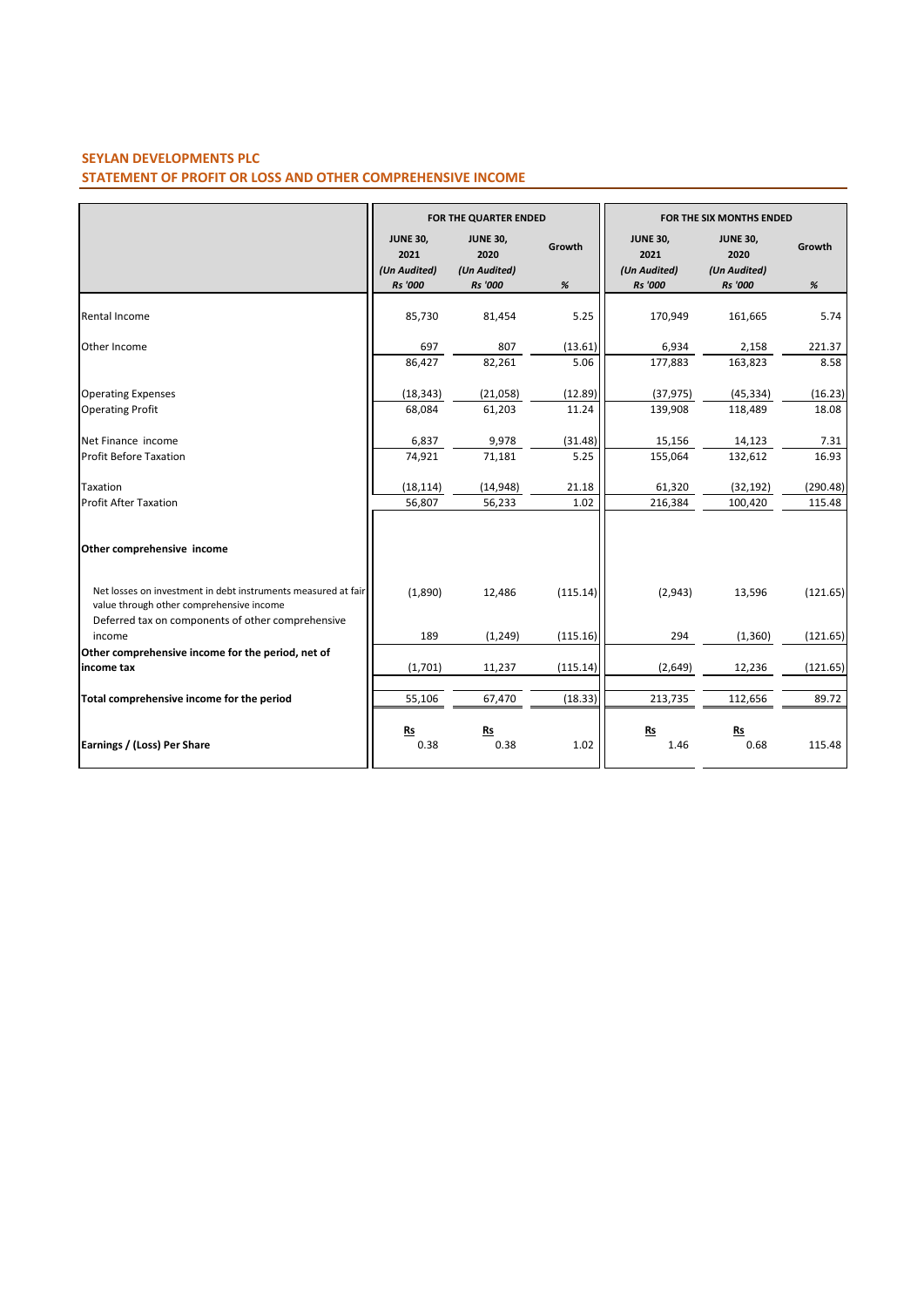**SEYLAN DEVELOPMENTS PLC**

**STATEMENT OF PROFIT OR LOSS AND OTHER COMPREHENSIVE INCOME**

| | FOR THE QUARTER ENDED | | | FOR THE SIX MONTHS ENDED | | |
|---|---|---|---|---|---|---|
| | JUNE 30, 2021 (Un Audited) Rs '000 | JUNE 30, 2020 (Un Audited) Rs '000 | Growth % | JUNE 30, 2021 (Un Audited) Rs '000 | JUNE 30, 2020 (Un Audited) Rs '000 | Growth % |
| Rental Income | 85,730 | 81,454 | 5.25 | 170,949 | 161,665 | 5.74 |
| Other Income | 697 | 807 | (13.61) | 6,934 | 2,158 | 221.37 |
| | 86,427 | 82,261 | 5.06 | 177,883 | 163,823 | 8.58 |
| Operating Expenses | (18,343) | (21,058) | (12.89) | (37,975) | (45,334) | (16.23) |
| Operating Profit | 68,084 | 61,203 | 11.24 | 139,908 | 118,489 | 18.08 |
| Net Finance income | 6,837 | 9,978 | (31.48) | 15,156 | 14,123 | 7.31 |
| Profit Before Taxation | 74,921 | 71,181 | 5.25 | 155,064 | 132,612 | 16.93 |
| Taxation | (18,114) | (14,948) | 21.18 | 61,320 | (32,192) | (290.48) |
| Profit After Taxation | 56,807 | 56,233 | 1.02 | 216,384 | 100,420 | 115.48 |
| **Other comprehensive income** | | | | | | |
| Net losses on investment in debt instruments measured at fair value through other comprehensive income | (1,890) | 12,486 | (115.14) | (2,943) | 13,596 | (121.65) |
| Deferred tax on components of other comprehensive income | 189 | (1,249) | (115.16) | 294 | (1,360) | (121.65) |
| **Other comprehensive income for the period, net of income tax** | (1,701) | 11,237 | (115.14) | (2,649) | 12,236 | (121.65) |
| **Total comprehensive income for the period** | 55,106 | 67,470 | (18.33) | 213,735 | 112,656 | 89.72 |
| | Rs | Rs | | Rs | Rs | |
| **Earnings / (Loss) Per Share** | 0.38 | 0.38 | 1.02 | 1.46 | 0.68 | 115.48 |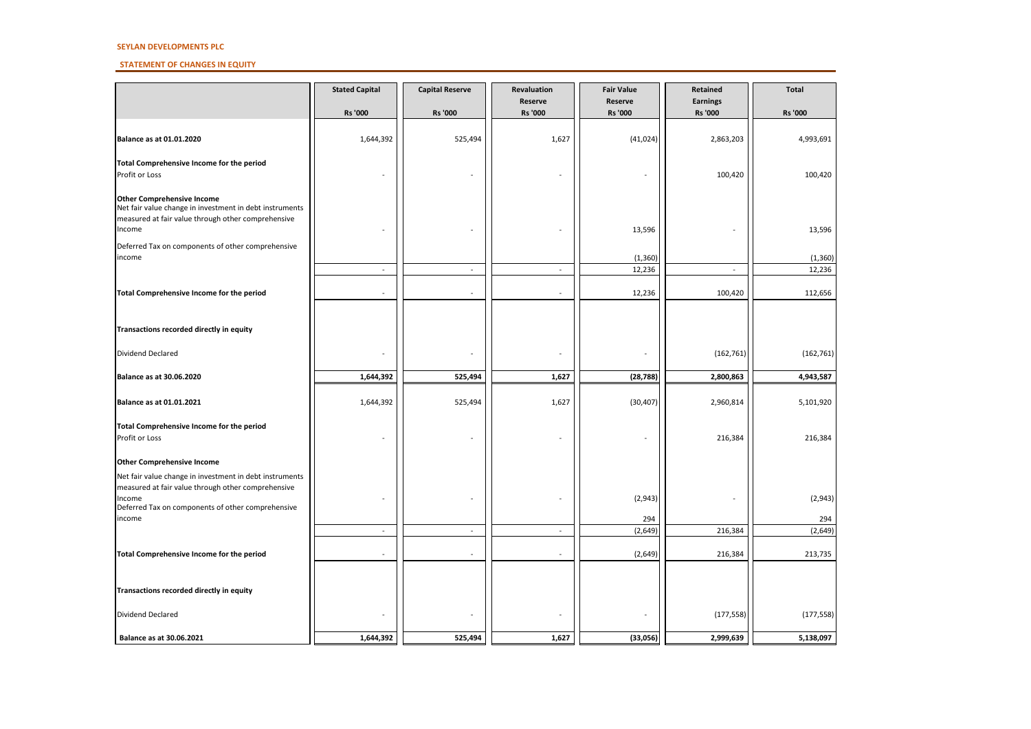**SEYLAN DEVELOPMENTS PLC**

**STATEMENT OF CHANGES IN EQUITY**

| | Stated Capital | Capital Reserve | Revaluation Reserve | Fair Value Reserve | Retained Earnings | Total |
|---|---|---|---|---|---|---|
| | Rs '000 | Rs '000 | Rs '000 | Rs '000 | Rs '000 | Rs '000 |
| **Balance as at 01.01.2020** | 1,644,392 | 525,494 | 1,627 | (41,024) | 2,863,203 | 4,993,691 |
| **Total Comprehensive Income for the period** | | | | | | |
| Profit or Loss | - | - | - | - | 100,420 | 100,420 |
| **Other Comprehensive Income** | | | | | | |
| Net fair value change in investment in debt instruments measured at fair value through other comprehensive Income | - | - | - | 13,596 | - | 13,596 |
| Deferred Tax on components of other comprehensive income | | | | (1,360) | | (1,360) |
| | - | - | - | 12,236 | - | 12,236 |
| **Total Comprehensive Income for the period** | - | - | - | 12,236 | 100,420 | 112,656 |
| **Transactions recorded directly in equity** | | | | | | |
| Dividend Declared | - | - | - | - | (162,761) | (162,761) |
| **Balance as at 30.06.2020** | **1,644,392** | **525,494** | **1,627** | **(28,788)** | **2,800,863** | **4,943,587** |
| **Balance as at 01.01.2021** | 1,644,392 | 525,494 | 1,627 | (30,407) | 2,960,814 | 5,101,920 |
| **Total Comprehensive Income for the period** | | | | | | |
| Profit or Loss | - | - | - | - | 216,384 | 216,384 |
| **Other Comprehensive Income** | | | | | | |
| Net fair value change in investment in debt instruments measured at fair value through other comprehensive Income | - | - | - | (2,943) | - | (2,943) |
| Deferred Tax on components of other comprehensive income | | | | 294 | | 294 |
| | - | - | - | (2,649) | 216,384 | (2,649) |
| **Total Comprehensive Income for the period** | - | - | - | (2,649) | 216,384 | 213,735 |
| **Transactions recorded directly in equity** | | | | | | |
| Dividend Declared | - | - | - | - | (177,558) | (177,558) |
| **Balance as at 30.06.2021** | **1,644,392** | **525,494** | **1,627** | **(33,056)** | **2,999,639** | **5,138,097** |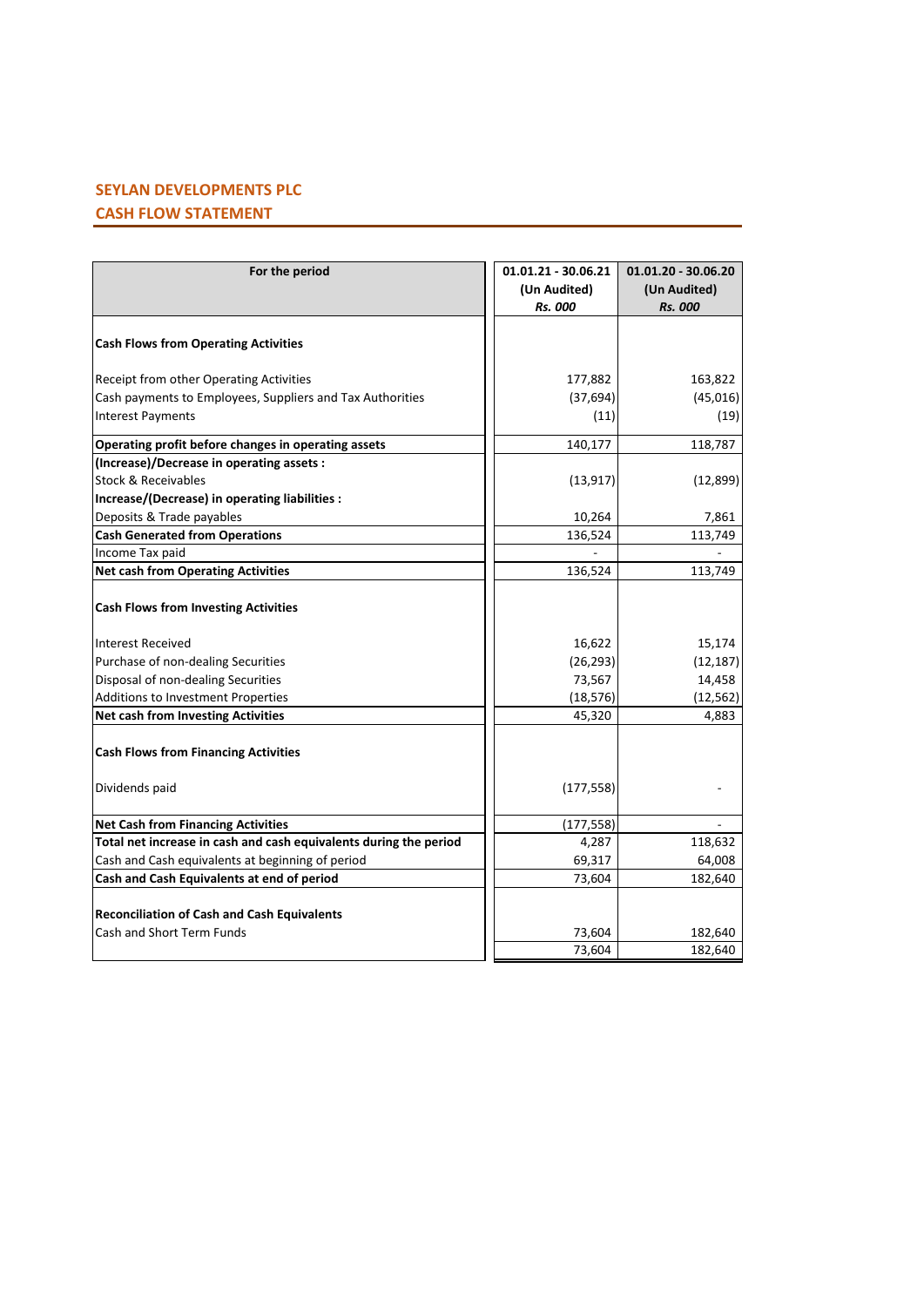## SEYLAN DEVELOPMENTS PLC

## CASH FLOW STATEMENT

| For the period | 01.01.21 - 30.06.21 (Un Audited) *Rs. 000* | 01.01.20 - 30.06.20 (Un Audited) *Rs. 000* |
|---|---|---|
| **Cash Flows from Operating Activities** | | |
| Receipt from other Operating Activities | 177,882 | 163,822 |
| Cash payments to Employees, Suppliers and Tax Authorities | (37,694) | (45,016) |
| Interest Payments | (11) | (19) |
| **Operating profit before changes in operating assets** | 140,177 | 118,787 |
| **(Increase)/Decrease in operating assets :** | | |
| Stock & Receivables | (13,917) | (12,899) |
| **Increase/(Decrease) in operating liabilities :** | | |
| Deposits & Trade payables | 10,264 | 7,861 |
| **Cash Generated from Operations** | 136,524 | 113,749 |
| Income Tax paid | - | - |
| **Net cash from Operating Activities** | 136,524 | 113,749 |
| **Cash Flows from Investing Activities** | | |
| Interest Received | 16,622 | 15,174 |
| Purchase of non-dealing Securities | (26,293) | (12,187) |
| Disposal of non-dealing Securities | 73,567 | 14,458 |
| Additions to Investment Properties | (18,576) | (12,562) |
| **Net cash from Investing Activities** | 45,320 | 4,883 |
| **Cash Flows from Financing Activities** | | |
| Dividends paid | (177,558) | - |
| **Net Cash from Financing Activities** | (177,558) | - |
| **Total net increase in cash and cash equivalents during the period** | 4,287 | 118,632 |
| Cash and Cash equivalents at beginning of period | 69,317 | 64,008 |
| **Cash and Cash Equivalents at end of period** | 73,604 | 182,640 |
| **Reconciliation of Cash and Cash Equivalents** | | |
| Cash and Short Term Funds | 73,604 | 182,640 |
| | 73,604 | 182,640 |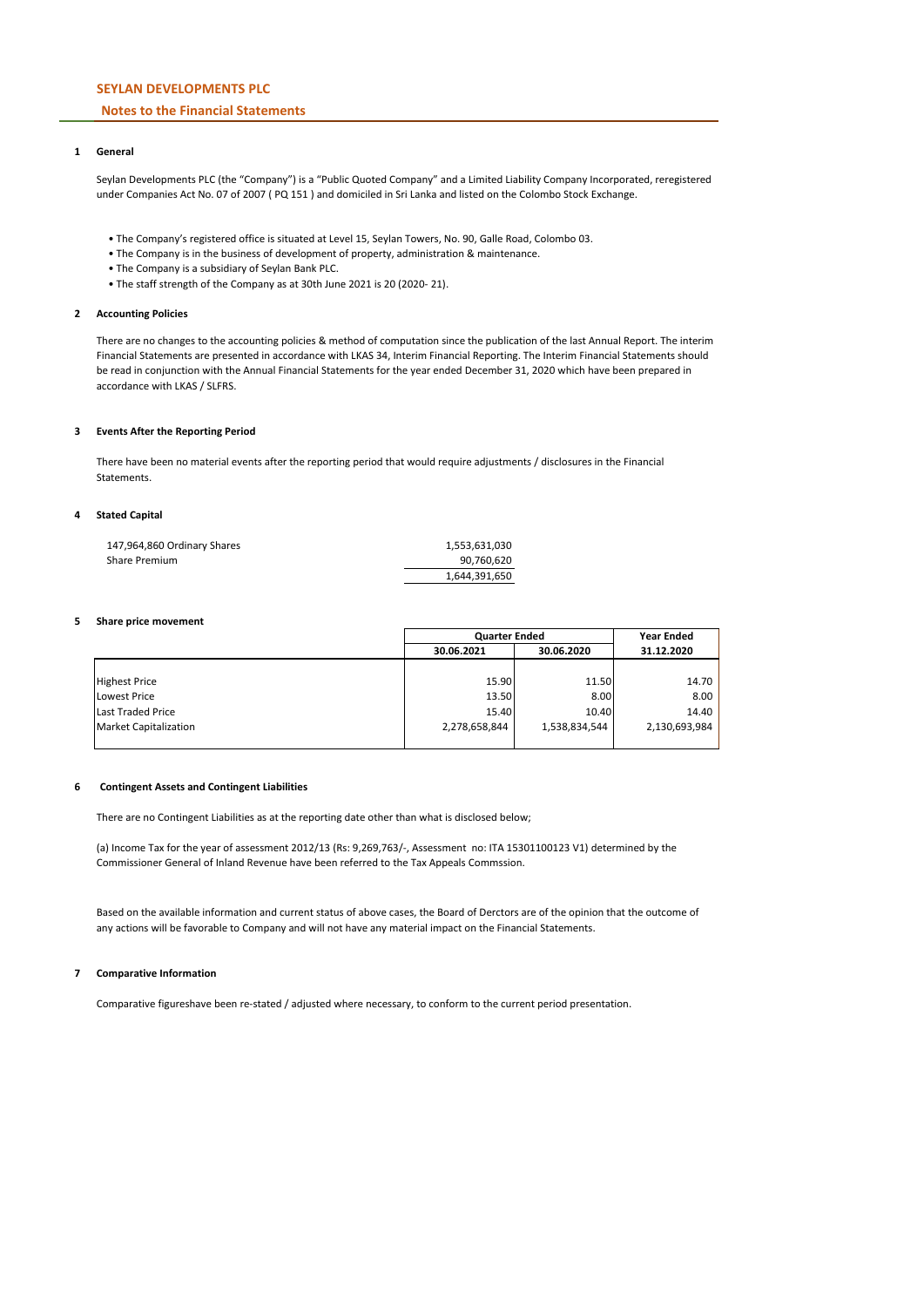# SEYLAN DEVELOPMENTS PLC

## Notes to the Financial Statements

### 1 General

Seylan Developments PLC (the "Company") is a "Public Quoted Company" and a Limited Liability Company Incorporated, reregistered under Companies Act No. 07 of 2007 ( PQ 151 ) and domiciled in Sri Lanka and listed on the Colombo Stock Exchange.

- The Company's registered office is situated at Level 15, Seylan Towers, No. 90, Galle Road, Colombo 03.
- The Company is in the business of development of property, administration & maintenance.
- The Company is a subsidiary of Seylan Bank PLC.
- The staff strength of the Company as at 30th June 2021 is 20 (2020- 21).

### 2 Accounting Policies

There are no changes to the accounting policies & method of computation since the publication of the last Annual Report. The interim Financial Statements are presented in accordance with LKAS 34, Interim Financial Reporting. The Interim Financial Statements should be read in conjunction with the Annual Financial Statements for the year ended December 31, 2020 which have been prepared in accordance with LKAS / SLFRS.

### 3 Events After the Reporting Period

There have been no material events after the reporting period that would require adjustments / disclosures in the Financial Statements.

### 4 Stated Capital

| | |
|---|---:|
| 147,964,860 Ordinary Shares | 1,553,631,030 |
| Share Premium | 90,760,620 |
| | 1,644,391,650 |

### 5 Share price movement

| | Quarter Ended | | Year Ended |
|---|---:|---:|---:|
| | 30.06.2021 | 30.06.2020 | 31.12.2020 |
| Highest Price | 15.90 | 11.50 | 14.70 |
| Lowest Price | 13.50 | 8.00 | 8.00 |
| Last Traded Price | 15.40 | 10.40 | 14.40 |
| Market Capitalization | 2,278,658,844 | 1,538,834,544 | 2,130,693,984 |

### 6 Contingent Assets and Contingent Liabilities

There are no Contingent Liabilities as at the reporting date other than what is disclosed below;

(a) Income Tax for the year of assessment 2012/13 (Rs: 9,269,763/-, Assessment no: ITA 15301100123 V1) determined by the Commissioner General of Inland Revenue have been referred to the Tax Appeals Commssion.

Based on the available information and current status of above cases, the Board of Derctors are of the opinion that the outcome of any actions will be favorable to Company and will not have any material impact on the Financial Statements.

### 7 Comparative Information

Comparative figureshave been re-stated / adjusted where necessary, to conform to the current period presentation.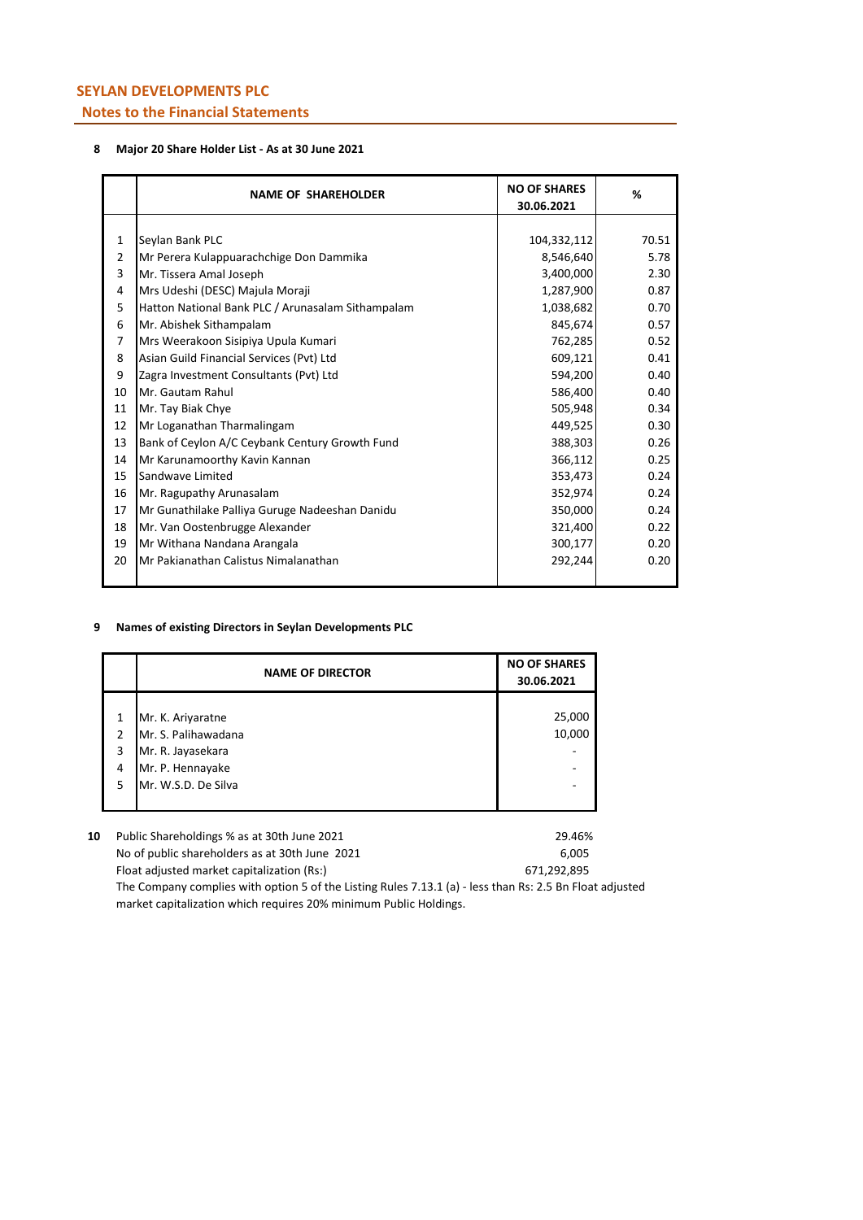## SEYLAN DEVELOPMENTS PLC

### Notes to the Financial Statements

**8 Major 20 Share Holder List - As at 30 June 2021**

| | NAME OF SHAREHOLDER | NO OF SHARES 30.06.2021 | % |
|---|---|---|---|
| 1 | Seylan Bank PLC | 104,332,112 | 70.51 |
| 2 | Mr Perera Kulappuarachchige Don Dammika | 8,546,640 | 5.78 |
| 3 | Mr. Tissera Amal Joseph | 3,400,000 | 2.30 |
| 4 | Mrs Udeshi (DESC) Majula Moraji | 1,287,900 | 0.87 |
| 5 | Hatton National Bank PLC / Arunasalam Sithampalam | 1,038,682 | 0.70 |
| 6 | Mr. Abishek Sithampalam | 845,674 | 0.57 |
| 7 | Mrs Weerakoon Sisipiya Upula Kumari | 762,285 | 0.52 |
| 8 | Asian Guild Financial Services (Pvt) Ltd | 609,121 | 0.41 |
| 9 | Zagra Investment Consultants (Pvt) Ltd | 594,200 | 0.40 |
| 10 | Mr. Gautam Rahul | 586,400 | 0.40 |
| 11 | Mr. Tay Biak Chye | 505,948 | 0.34 |
| 12 | Mr Loganathan Tharmalingam | 449,525 | 0.30 |
| 13 | Bank of Ceylon A/C Ceybank Century Growth Fund | 388,303 | 0.26 |
| 14 | Mr Karunamoorthy Kavin Kannan | 366,112 | 0.25 |
| 15 | Sandwave Limited | 353,473 | 0.24 |
| 16 | Mr. Ragupathy Arunasalam | 352,974 | 0.24 |
| 17 | Mr Gunathilake Palliya Guruge Nadeeshan Danidu | 350,000 | 0.24 |
| 18 | Mr. Van Oostenbrugge Alexander | 321,400 | 0.22 |
| 19 | Mr Withana Nandana Arangala | 300,177 | 0.20 |
| 20 | Mr Pakianathan Calistus Nimalanathan | 292,244 | 0.20 |

**9 Names of existing Directors in Seylan Developments PLC**

| | NAME OF DIRECTOR | NO OF SHARES 30.06.2021 |
|---|---|---|
| 1 | Mr. K. Ariyaratne | 25,000 |
| 2 | Mr. S. Palihawadana | 10,000 |
| 3 | Mr. R. Jayasekara | - |
| 4 | Mr. P. Hennayake | - |
| 5 | Mr. W.S.D. De Silva | - |

**10**

| | |
|---|---|
| Public Shareholdings % as at 30th June 2021 | 29.46% |
| No of public shareholders as at 30th June 2021 | 6,005 |
| Float adjusted market capitalization (Rs:) | 671,292,895 |

The Company complies with option 5 of the Listing Rules 7.13.1 (a) - less than Rs: 2.5 Bn Float adjusted market capitalization which requires 20% minimum Public Holdings.